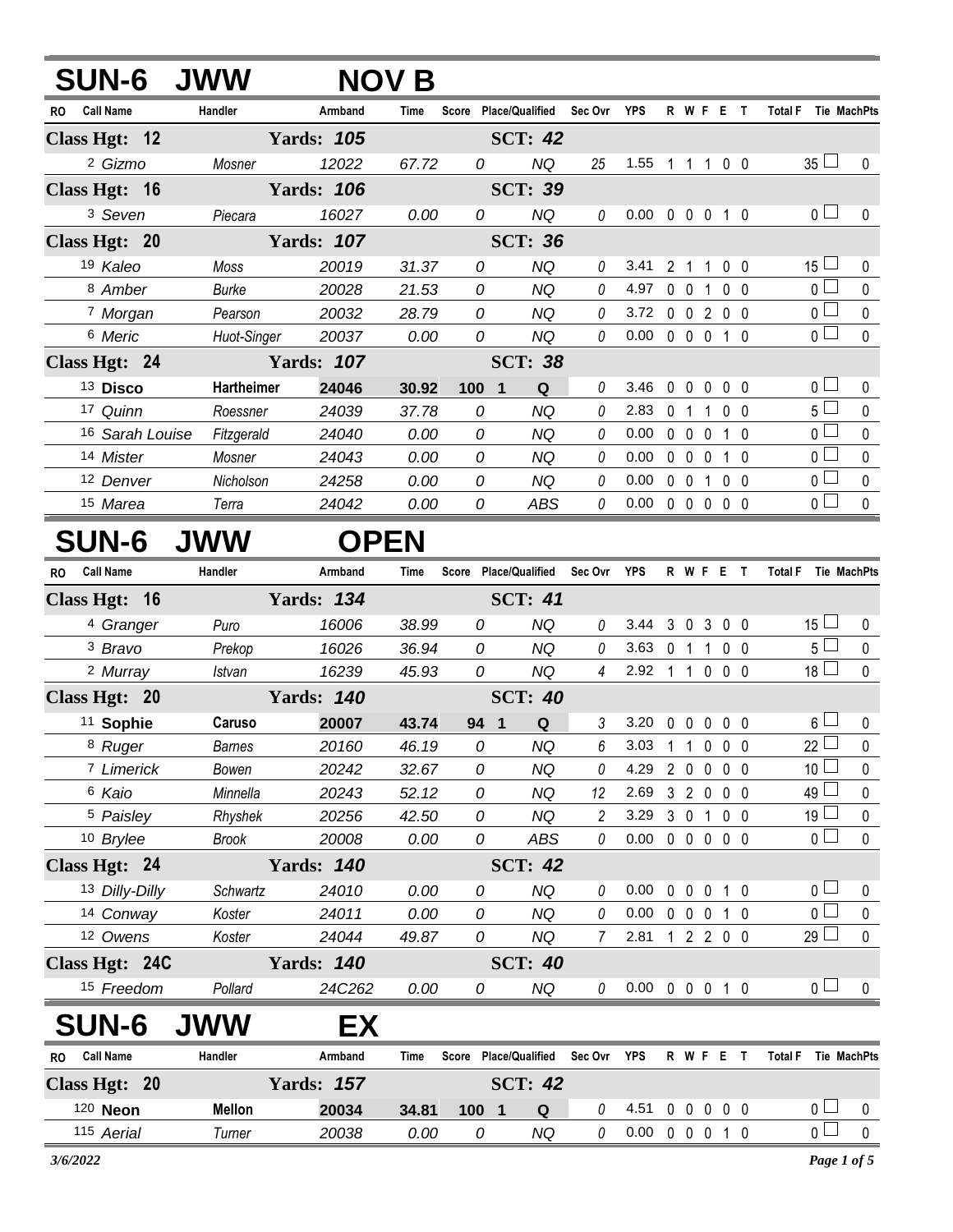## SUN-6 JWW NOV B

| RO | Call Name | Handler | Armband | Time | Score | Place/Qualified | Sec Ovr | YPS | R | W | F | E | T | Total F | Tie | MachPts |
|---|---|---|---|---|---|---|---|---|---|---|---|---|---|---|---|---|
| **Class Hgt: 12** | | **Yards: 105** | | | | **SCT: 42** | | | | | | | | | | |
| 2 | Gizmo | Mosner | 12022 | 67.72 | 0 | NQ | 25 | 1.55 | 1 | 1 | 1 | 0 | 0 | 35 | ☐ | 0 |
| **Class Hgt: 16** | | **Yards: 106** | | | | **SCT: 39** | | | | | | | | | | |
| 3 | Seven | Piecara | 16027 | 0.00 | 0 | NQ | 0 | 0.00 | 0 | 0 | 0 | 1 | 0 | 0 | ☐ | 0 |
| **Class Hgt: 20** | | **Yards: 107** | | | | **SCT: 36** | | | | | | | | | | |
| 19 | Kaleo | Moss | 20019 | 31.37 | 0 | NQ | 0 | 3.41 | 2 | 1 | 1 | 0 | 0 | 15 | ☐ | 0 |
| 8 | Amber | Burke | 20028 | 21.53 | 0 | NQ | 0 | 4.97 | 0 | 0 | 1 | 0 | 0 | 0 | ☐ | 0 |
| 7 | Morgan | Pearson | 20032 | 28.79 | 0 | NQ | 0 | 3.72 | 0 | 0 | 2 | 0 | 0 | 0 | ☐ | 0 |
| 6 | Meric | Huot-Singer | 20037 | 0.00 | 0 | NQ | 0 | 0.00 | 0 | 0 | 0 | 1 | 0 | 0 | ☐ | 0 |
| **Class Hgt: 24** | | **Yards: 107** | | | | **SCT: 38** | | | | | | | | | | |
| 13 | **Disco** | **Hartheimer** | **24046** | **30.92** | **100 1** | **Q** | 0 | 3.46 | 0 | 0 | 0 | 0 | 0 | 0 | ☐ | 0 |
| 17 | Quinn | Roessner | 24039 | 37.78 | 0 | NQ | 0 | 2.83 | 0 | 1 | 1 | 0 | 0 | 5 | ☐ | 0 |
| 16 | Sarah Louise | Fitzgerald | 24040 | 0.00 | 0 | NQ | 0 | 0.00 | 0 | 0 | 0 | 1 | 0 | 0 | ☐ | 0 |
| 14 | Mister | Mosner | 24043 | 0.00 | 0 | NQ | 0 | 0.00 | 0 | 0 | 0 | 1 | 0 | 0 | ☐ | 0 |
| 12 | Denver | Nicholson | 24258 | 0.00 | 0 | NQ | 0 | 0.00 | 0 | 0 | 1 | 0 | 0 | 0 | ☐ | 0 |
| 15 | Marea | Terra | 24042 | 0.00 | 0 | ABS | 0 | 0.00 | 0 | 0 | 0 | 0 | 0 | 0 | ☐ | 0 |

## SUN-6 JWW OPEN

| RO | Call Name | Handler | Armband | Time | Score | Place/Qualified | Sec Ovr | YPS | R | W | F | E | T | Total F | Tie | MachPts |
|---|---|---|---|---|---|---|---|---|---|---|---|---|---|---|---|---|
| **Class Hgt: 16** | | **Yards: 134** | | | | **SCT: 41** | | | | | | | | | | |
| 4 | Granger | Puro | 16006 | 38.99 | 0 | NQ | 0 | 3.44 | 3 | 0 | 3 | 0 | 0 | 15 | ☐ | 0 |
| 3 | Bravo | Prekop | 16026 | 36.94 | 0 | NQ | 0 | 3.63 | 0 | 1 | 1 | 0 | 0 | 5 | ☐ | 0 |
| 2 | Murray | Istvan | 16239 | 45.93 | 0 | NQ | 4 | 2.92 | 1 | 1 | 0 | 0 | 0 | 18 | ☐ | 0 |
| **Class Hgt: 20** | | **Yards: 140** | | | | **SCT: 40** | | | | | | | | | | |
| 11 | **Sophie** | **Caruso** | **20007** | **43.74** | **94 1** | **Q** | 3 | 3.20 | 0 | 0 | 0 | 0 | 0 | 6 | ☐ | 0 |
| 8 | Ruger | Barnes | 20160 | 46.19 | 0 | NQ | 6 | 3.03 | 1 | 1 | 0 | 0 | 0 | 22 | ☐ | 0 |
| 7 | Limerick | Bowen | 20242 | 32.67 | 0 | NQ | 0 | 4.29 | 2 | 0 | 0 | 0 | 0 | 10 | ☐ | 0 |
| 6 | Kaio | Minnella | 20243 | 52.12 | 0 | NQ | 12 | 2.69 | 3 | 2 | 0 | 0 | 0 | 49 | ☐ | 0 |
| 5 | Paisley | Rhyshek | 20256 | 42.50 | 0 | NQ | 2 | 3.29 | 3 | 0 | 1 | 0 | 0 | 19 | ☐ | 0 |
| 10 | Brylee | Brook | 20008 | 0.00 | 0 | ABS | 0 | 0.00 | 0 | 0 | 0 | 0 | 0 | 0 | ☐ | 0 |
| **Class Hgt: 24** | | **Yards: 140** | | | | **SCT: 42** | | | | | | | | | | |
| 13 | Dilly-Dilly | Schwartz | 24010 | 0.00 | 0 | NQ | 0 | 0.00 | 0 | 0 | 0 | 1 | 0 | 0 | ☐ | 0 |
| 14 | Conway | Koster | 24011 | 0.00 | 0 | NQ | 0 | 0.00 | 0 | 0 | 0 | 1 | 0 | 0 | ☐ | 0 |
| 12 | Owens | Koster | 24044 | 49.87 | 0 | NQ | 7 | 2.81 | 1 | 2 | 2 | 0 | 0 | 29 | ☐ | 0 |
| **Class Hgt: 24C** | | **Yards: 140** | | | | **SCT: 40** | | | | | | | | | | |
| 15 | Freedom | Pollard | 24C262 | 0.00 | 0 | NQ | 0 | 0.00 | 0 | 0 | 0 | 1 | 0 | 0 | ☐ | 0 |

## SUN-6 JWW EX

| RO | Call Name | Handler | Armband | Time | Score | Place/Qualified | Sec Ovr | YPS | R | W | F | E | T | Total F | Tie | MachPts |
|---|---|---|---|---|---|---|---|---|---|---|---|---|---|---|---|---|
| **Class Hgt: 20** | | **Yards: 157** | | | | **SCT: 42** | | | | | | | | | | |
| 120 | **Neon** | **Mellon** | **20034** | **34.81** | **100 1** | **Q** | 0 | 4.51 | 0 | 0 | 0 | 0 | 0 | 0 | ☐ | 0 |
| 115 | Aerial | Turner | 20038 | 0.00 | 0 | NQ | 0 | 0.00 | 0 | 0 | 0 | 1 | 0 | 0 | ☐ | 0 |

*3/6/2022*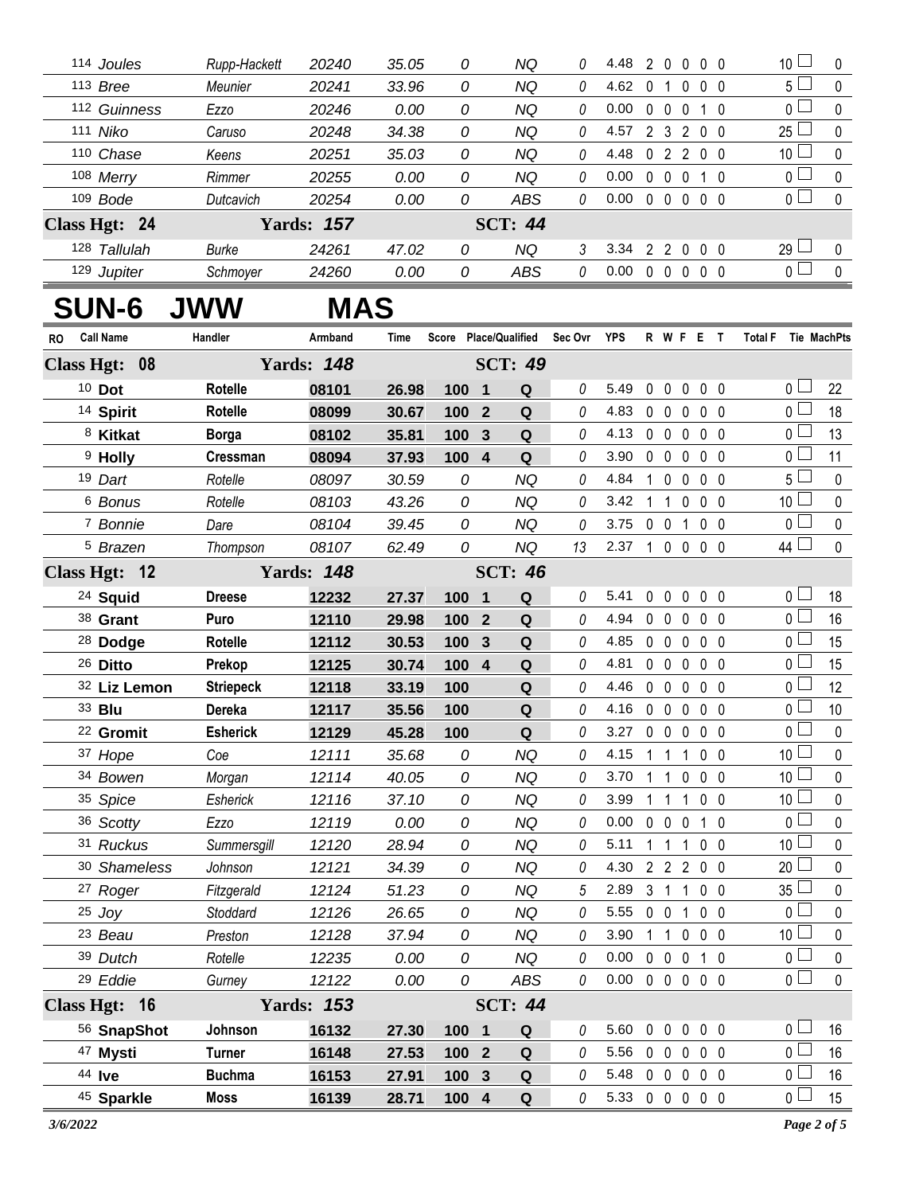| RO | Call Name | Handler | Armband | Time | Score | Place/Qualified | Sec Ovr | YPS | R | W | F | E | T | Total F | Tie | MachPts |
|---|---|---|---|---|---|---|---|---|---|---|---|---|---|---|---|---|
| 114 | Joules | Rupp-Hackett | 20240 | 35.05 | 0 | NQ | 0 | 4.48 | 2 | 0 | 0 | 0 | 0 | 10 | | 0 |
| 113 | Bree | Meunier | 20241 | 33.96 | 0 | NQ | 0 | 4.62 | 0 | 1 | 0 | 0 | 0 | 5 | | 0 |
| 112 | Guinness | Ezzo | 20246 | 0.00 | 0 | NQ | 0 | 0.00 | 0 | 0 | 0 | 1 | 0 | 0 | | 0 |
| 111 | Niko | Caruso | 20248 | 34.38 | 0 | NQ | 0 | 4.57 | 2 | 3 | 2 | 0 | 0 | 25 | | 0 |
| 110 | Chase | Keens | 20251 | 35.03 | 0 | NQ | 0 | 4.48 | 0 | 2 | 2 | 0 | 0 | 10 | | 0 |
| 108 | Merry | Rimmer | 20255 | 0.00 | 0 | NQ | 0 | 0.00 | 0 | 0 | 0 | 1 | 0 | 0 | | 0 |
| 109 | Bode | Dutcavich | 20254 | 0.00 | 0 | ABS | 0 | 0.00 | 0 | 0 | 0 | 0 | 0 | 0 | | 0 |
| **Class Hgt: 24** | | **Yards: 157** | | | | **SCT: 44** | | | | | | | | | | |
| 128 | Tallulah | Burke | 24261 | 47.02 | 0 | NQ | 3 | 3.34 | 2 | 2 | 0 | 0 | 0 | 29 | | 0 |
| 129 | Jupiter | Schmoyer | 24260 | 0.00 | 0 | ABS | 0 | 0.00 | 0 | 0 | 0 | 0 | 0 | 0 | | 0 |

# SUN-6 JWW MAS

| RO | Call Name | Handler | Armband | Time | Score | Place/Qualified | Sec Ovr | YPS | R | W | F | E | T | Total F | Tie | MachPts |
|---|---|---|---|---|---|---|---|---|---|---|---|---|---|---|---|---|
| **Class Hgt: 08** | | **Yards: 148** | | | | **SCT: 49** | | | | | | | | | | |
| 10 | **Dot** | **Rotelle** | **08101** | **26.98** | **100 1** | **Q** | 0 | 5.49 | 0 | 0 | 0 | 0 | 0 | 0 | | 22 |
| 14 | **Spirit** | **Rotelle** | **08099** | **30.67** | **100 2** | **Q** | 0 | 4.83 | 0 | 0 | 0 | 0 | 0 | 0 | | 18 |
| 8 | **Kitkat** | **Borga** | **08102** | **35.81** | **100 3** | **Q** | 0 | 4.13 | 0 | 0 | 0 | 0 | 0 | 0 | | 13 |
| 9 | **Holly** | **Cressman** | **08094** | **37.93** | **100 4** | **Q** | 0 | 3.90 | 0 | 0 | 0 | 0 | 0 | 0 | | 11 |
| 19 | Dart | Rotelle | 08097 | 30.59 | 0 | NQ | 0 | 4.84 | 1 | 0 | 0 | 0 | 0 | 5 | | 0 |
| 6 | Bonus | Rotelle | 08103 | 43.26 | 0 | NQ | 0 | 3.42 | 1 | 1 | 0 | 0 | 0 | 10 | | 0 |
| 7 | Bonnie | Dare | 08104 | 39.45 | 0 | NQ | 0 | 3.75 | 0 | 0 | 1 | 0 | 0 | 0 | | 0 |
| 5 | Brazen | Thompson | 08107 | 62.49 | 0 | NQ | 13 | 2.37 | 1 | 0 | 0 | 0 | 0 | 44 | | 0 |
| **Class Hgt: 12** | | **Yards: 148** | | | | **SCT: 46** | | | | | | | | | | |
| 24 | **Squid** | **Dreese** | **12232** | **27.37** | **100 1** | **Q** | 0 | 5.41 | 0 | 0 | 0 | 0 | 0 | 0 | | 18 |
| 38 | **Grant** | **Puro** | **12110** | **29.98** | **100 2** | **Q** | 0 | 4.94 | 0 | 0 | 0 | 0 | 0 | 0 | | 16 |
| 28 | **Dodge** | **Rotelle** | **12112** | **30.53** | **100 3** | **Q** | 0 | 4.85 | 0 | 0 | 0 | 0 | 0 | 0 | | 15 |
| 26 | **Ditto** | **Prekop** | **12125** | **30.74** | **100 4** | **Q** | 0 | 4.81 | 0 | 0 | 0 | 0 | 0 | 0 | | 15 |
| 32 | **Liz Lemon** | **Striepeck** | **12118** | **33.19** | **100** | **Q** | 0 | 4.46 | 0 | 0 | 0 | 0 | 0 | 0 | | 12 |
| 33 | **Blu** | **Dereka** | **12117** | **35.56** | **100** | **Q** | 0 | 4.16 | 0 | 0 | 0 | 0 | 0 | 0 | | 10 |
| 22 | **Gromit** | **Esherick** | **12129** | **45.28** | **100** | **Q** | 0 | 3.27 | 0 | 0 | 0 | 0 | 0 | 0 | | 0 |
| 37 | Hope | Coe | 12111 | 35.68 | 0 | NQ | 0 | 4.15 | 1 | 1 | 1 | 0 | 0 | 10 | | 0 |
| 34 | Bowen | Morgan | 12114 | 40.05 | 0 | NQ | 0 | 3.70 | 1 | 1 | 0 | 0 | 0 | 10 | | 0 |
| 35 | Spice | Esherick | 12116 | 37.10 | 0 | NQ | 0 | 3.99 | 1 | 1 | 1 | 0 | 0 | 10 | | 0 |
| 36 | Scotty | Ezzo | 12119 | 0.00 | 0 | NQ | 0 | 0.00 | 0 | 0 | 0 | 1 | 0 | 0 | | 0 |
| 31 | Ruckus | Summersgill | 12120 | 28.94 | 0 | NQ | 0 | 5.11 | 1 | 1 | 1 | 0 | 0 | 10 | | 0 |
| 30 | Shameless | Johnson | 12121 | 34.39 | 0 | NQ | 0 | 4.30 | 2 | 2 | 2 | 0 | 0 | 20 | | 0 |
| 27 | Roger | Fitzgerald | 12124 | 51.23 | 0 | NQ | 5 | 2.89 | 3 | 1 | 1 | 0 | 0 | 35 | | 0 |
| 25 | Joy | Stoddard | 12126 | 26.65 | 0 | NQ | 0 | 5.55 | 0 | 0 | 1 | 0 | 0 | 0 | | 0 |
| 23 | Beau | Preston | 12128 | 37.94 | 0 | NQ | 0 | 3.90 | 1 | 1 | 0 | 0 | 0 | 10 | | 0 |
| 39 | Dutch | Rotelle | 12235 | 0.00 | 0 | NQ | 0 | 0.00 | 0 | 0 | 0 | 1 | 0 | 0 | | 0 |
| 29 | Eddie | Gurney | 12122 | 0.00 | 0 | ABS | 0 | 0.00 | 0 | 0 | 0 | 0 | 0 | 0 | | 0 |
| **Class Hgt: 16** | | **Yards: 153** | | | | **SCT: 44** | | | | | | | | | | |
| 56 | **SnapShot** | **Johnson** | **16132** | **27.30** | **100 1** | **Q** | 0 | 5.60 | 0 | 0 | 0 | 0 | 0 | 0 | | 16 |
| 47 | **Mysti** | **Turner** | **16148** | **27.53** | **100 2** | **Q** | 0 | 5.56 | 0 | 0 | 0 | 0 | 0 | 0 | | 16 |
| 44 | **Ive** | **Buchma** | **16153** | **27.91** | **100 3** | **Q** | 0 | 5.48 | 0 | 0 | 0 | 0 | 0 | 0 | | 16 |
| 45 | **Sparkle** | **Moss** | **16139** | **28.71** | **100 4** | **Q** | 0 | 5.33 | 0 | 0 | 0 | 0 | 0 | 0 | | 15 |

*3/6/2022*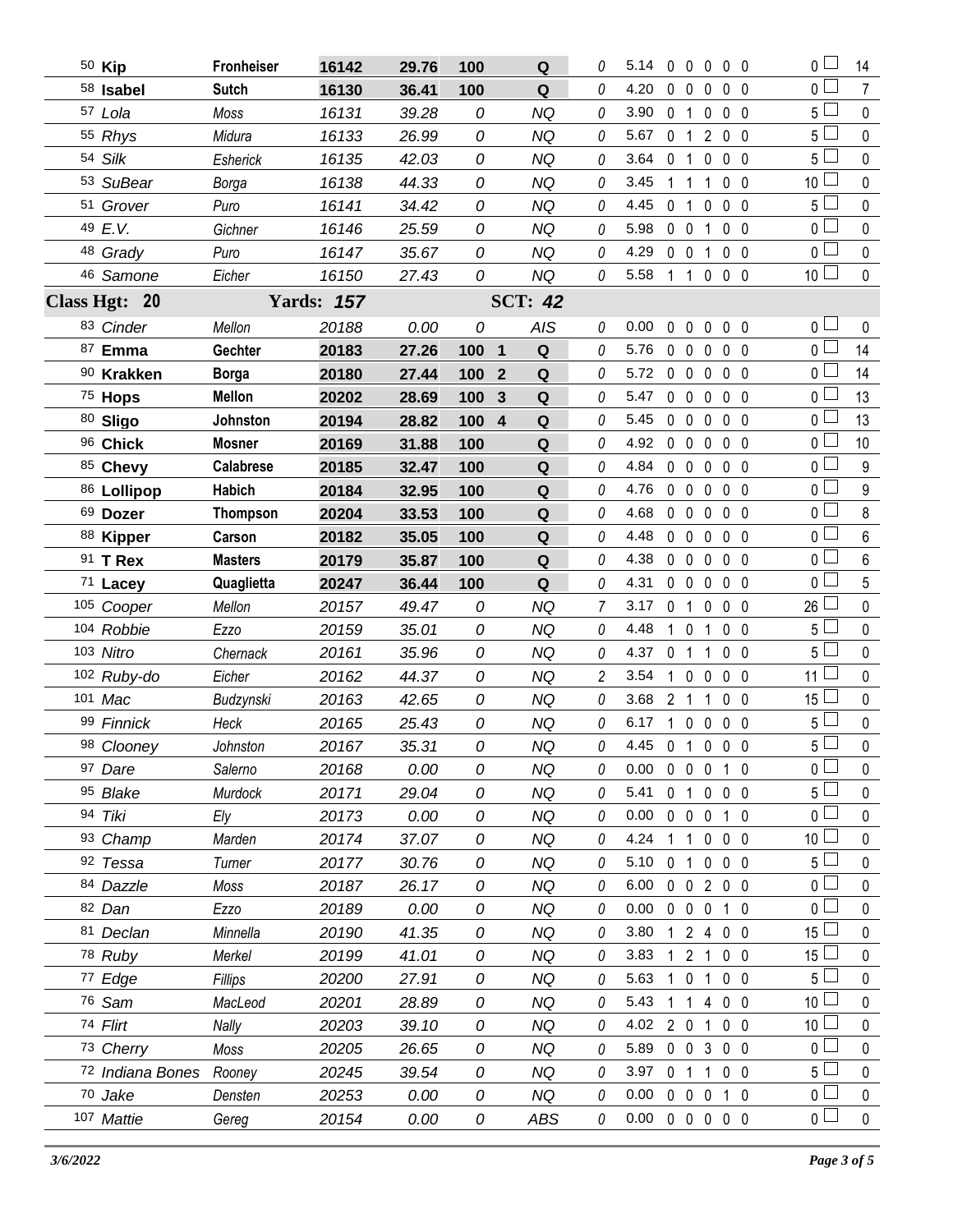| | | | | | | | | | | | | | | | | |
|---|---|---|---|---|---|---|---|---|---|---|---|---|---|---|---|---|
| 50 **Kip** | **Fronheiser** | **16142** | **29.76** | **100** | | **Q** | 0 | 5.14 | 0 | 0 | 0 | 0 | 0 | 0 | ☐ | 14 |
| 58 **Isabel** | **Sutch** | **16130** | **36.41** | **100** | | **Q** | 0 | 4.20 | 0 | 0 | 0 | 0 | 0 | 0 | ☐ | 7 |
| 57 *Lola* | *Moss* | *16131* | *39.28* | *0* | | *NQ* | 0 | 3.90 | 0 | 1 | 0 | 0 | 0 | 5 | ☐ | 0 |
| 55 *Rhys* | *Midura* | *16133* | *26.99* | *0* | | *NQ* | 0 | 5.67 | 0 | 1 | 2 | 0 | 0 | 5 | ☐ | 0 |
| 54 *Silk* | *Esherick* | *16135* | *42.03* | *0* | | *NQ* | 0 | 3.64 | 0 | 1 | 0 | 0 | 0 | 5 | ☐ | 0 |
| 53 *SuBear* | *Borga* | *16138* | *44.33* | *0* | | *NQ* | 0 | 3.45 | 1 | 1 | 1 | 0 | 0 | 10 | ☐ | 0 |
| 51 *Grover* | *Puro* | *16141* | *34.42* | *0* | | *NQ* | 0 | 4.45 | 0 | 1 | 0 | 0 | 0 | 5 | ☐ | 0 |
| 49 *E.V.* | *Gichner* | *16146* | *25.59* | *0* | | *NQ* | 0 | 5.98 | 0 | 0 | 1 | 0 | 0 | 0 | ☐ | 0 |
| 48 *Grady* | *Puro* | *16147* | *35.67* | *0* | | *NQ* | 0 | 4.29 | 0 | 0 | 1 | 0 | 0 | 0 | ☐ | 0 |
| 46 *Samone* | *Eicher* | *16150* | *27.43* | *0* | | *NQ* | 0 | 5.58 | 1 | 1 | 0 | 0 | 0 | 10 | ☐ | 0 |
| **Class Hgt: 20** | | **Yards: *157*** | | | | **SCT: *42*** | | | | | | | | | | |
| 83 *Cinder* | *Mellon* | *20188* | *0.00* | *0* | | *AIS* | 0 | 0.00 | 0 | 0 | 0 | 0 | 0 | 0 | ☐ | 0 |
| 87 **Emma** | **Gechter** | **20183** | **27.26** | **100** | **1** | **Q** | 0 | 5.76 | 0 | 0 | 0 | 0 | 0 | 0 | ☐ | 14 |
| 90 **Krakken** | **Borga** | **20180** | **27.44** | **100** | **2** | **Q** | 0 | 5.72 | 0 | 0 | 0 | 0 | 0 | 0 | ☐ | 14 |
| 75 **Hops** | **Mellon** | **20202** | **28.69** | **100** | **3** | **Q** | 0 | 5.47 | 0 | 0 | 0 | 0 | 0 | 0 | ☐ | 13 |
| 80 **Sligo** | **Johnston** | **20194** | **28.82** | **100** | **4** | **Q** | 0 | 5.45 | 0 | 0 | 0 | 0 | 0 | 0 | ☐ | 13 |
| 96 **Chick** | **Mosner** | **20169** | **31.88** | **100** | | **Q** | 0 | 4.92 | 0 | 0 | 0 | 0 | 0 | 0 | ☐ | 10 |
| 85 **Chevy** | **Calabrese** | **20185** | **32.47** | **100** | | **Q** | 0 | 4.84 | 0 | 0 | 0 | 0 | 0 | 0 | ☐ | 9 |
| 86 **Lollipop** | **Habich** | **20184** | **32.95** | **100** | | **Q** | 0 | 4.76 | 0 | 0 | 0 | 0 | 0 | 0 | ☐ | 9 |
| 69 **Dozer** | **Thompson** | **20204** | **33.53** | **100** | | **Q** | 0 | 4.68 | 0 | 0 | 0 | 0 | 0 | 0 | ☐ | 8 |
| 88 **Kipper** | **Carson** | **20182** | **35.05** | **100** | | **Q** | 0 | 4.48 | 0 | 0 | 0 | 0 | 0 | 0 | ☐ | 6 |
| 91 **T Rex** | **Masters** | **20179** | **35.87** | **100** | | **Q** | 0 | 4.38 | 0 | 0 | 0 | 0 | 0 | 0 | ☐ | 6 |
| 71 **Lacey** | **Quaglietta** | **20247** | **36.44** | **100** | | **Q** | 0 | 4.31 | 0 | 0 | 0 | 0 | 0 | 0 | ☐ | 5 |
| 105 *Cooper* | *Mellon* | *20157* | *49.47* | *0* | | *NQ* | 7 | 3.17 | 0 | 1 | 0 | 0 | 0 | 26 | ☐ | 0 |
| 104 *Robbie* | *Ezzo* | *20159* | *35.01* | *0* | | *NQ* | 0 | 4.48 | 1 | 0 | 1 | 0 | 0 | 5 | ☐ | 0 |
| 103 *Nitro* | *Chernack* | *20161* | *35.96* | *0* | | *NQ* | 0 | 4.37 | 0 | 1 | 1 | 0 | 0 | 5 | ☐ | 0 |
| 102 *Ruby-do* | *Eicher* | *20162* | *44.37* | *0* | | *NQ* | 2 | 3.54 | 1 | 0 | 0 | 0 | 0 | 11 | ☐ | 0 |
| 101 *Mac* | *Budzynski* | *20163* | *42.65* | *0* | | *NQ* | 0 | 3.68 | 2 | 1 | 1 | 0 | 0 | 15 | ☐ | 0 |
| 99 *Finnick* | *Heck* | *20165* | *25.43* | *0* | | *NQ* | 0 | 6.17 | 1 | 0 | 0 | 0 | 0 | 5 | ☐ | 0 |
| 98 *Clooney* | *Johnston* | *20167* | *35.31* | *0* | | *NQ* | 0 | 4.45 | 0 | 1 | 0 | 0 | 0 | 5 | ☐ | 0 |
| 97 *Dare* | *Salerno* | *20168* | *0.00* | *0* | | *NQ* | 0 | 0.00 | 0 | 0 | 0 | 1 | 0 | 0 | ☐ | 0 |
| 95 *Blake* | *Murdock* | *20171* | *29.04* | *0* | | *NQ* | 0 | 5.41 | 0 | 1 | 0 | 0 | 0 | 5 | ☐ | 0 |
| 94 *Tiki* | *Ely* | *20173* | *0.00* | *0* | | *NQ* | 0 | 0.00 | 0 | 0 | 0 | 1 | 0 | 0 | ☐ | 0 |
| 93 *Champ* | *Marden* | *20174* | *37.07* | *0* | | *NQ* | 0 | 4.24 | 1 | 1 | 0 | 0 | 0 | 10 | ☐ | 0 |
| 92 *Tessa* | *Turner* | *20177* | *30.76* | *0* | | *NQ* | 0 | 5.10 | 0 | 1 | 0 | 0 | 0 | 5 | ☐ | 0 |
| 84 *Dazzle* | *Moss* | *20187* | *26.17* | *0* | | *NQ* | 0 | 6.00 | 0 | 0 | 2 | 0 | 0 | 0 | ☐ | 0 |
| 82 *Dan* | *Ezzo* | *20189* | *0.00* | *0* | | *NQ* | 0 | 0.00 | 0 | 0 | 0 | 1 | 0 | 0 | ☐ | 0 |
| 81 *Declan* | *Minnella* | *20190* | *41.35* | *0* | | *NQ* | 0 | 3.80 | 1 | 2 | 4 | 0 | 0 | 15 | ☐ | 0 |
| 78 *Ruby* | *Merkel* | *20199* | *41.01* | *0* | | *NQ* | 0 | 3.83 | 1 | 2 | 1 | 0 | 0 | 15 | ☐ | 0 |
| 77 *Edge* | *Fillips* | *20200* | *27.91* | *0* | | *NQ* | 0 | 5.63 | 1 | 0 | 1 | 0 | 0 | 5 | ☐ | 0 |
| 76 *Sam* | *MacLeod* | *20201* | *28.89* | *0* | | *NQ* | 0 | 5.43 | 1 | 1 | 4 | 0 | 0 | 10 | ☐ | 0 |
| 74 *Flirt* | *Nally* | *20203* | *39.10* | *0* | | *NQ* | 0 | 4.02 | 2 | 0 | 1 | 0 | 0 | 10 | ☐ | 0 |
| 73 *Cherry* | *Moss* | *20205* | *26.65* | *0* | | *NQ* | 0 | 5.89 | 0 | 0 | 3 | 0 | 0 | 0 | ☐ | 0 |
| 72 *Indiana Bones* | *Rooney* | *20245* | *39.54* | *0* | | *NQ* | 0 | 3.97 | 0 | 1 | 1 | 0 | 0 | 5 | ☐ | 0 |
| 70 *Jake* | *Densten* | *20253* | *0.00* | *0* | | *NQ* | 0 | 0.00 | 0 | 0 | 0 | 1 | 0 | 0 | ☐ | 0 |
| 107 *Mattie* | *Gereg* | *20154* | *0.00* | *0* | | *ABS* | 0 | 0.00 | 0 | 0 | 0 | 0 | 0 | 0 | ☐ | 0 |

*3/6/2022*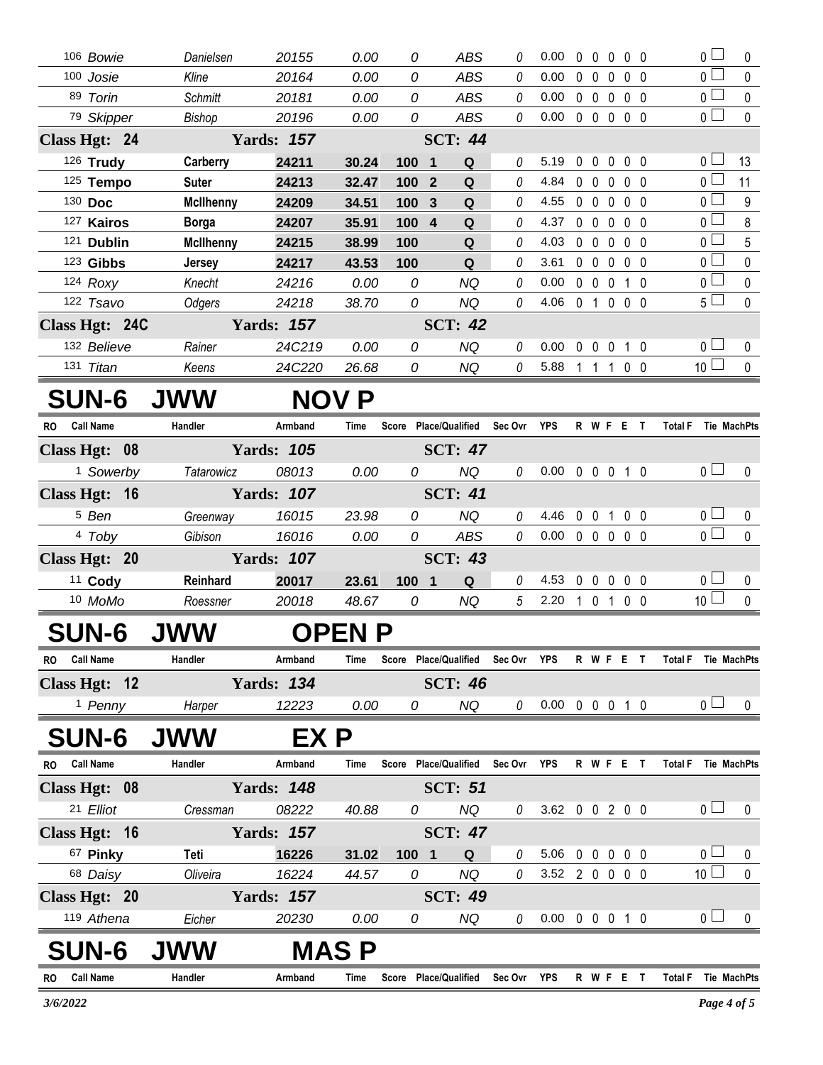| RO | Call Name | Handler | Armband | Time | Score | Place/Qualified | | Sec Ovr | YPS | R | W | F | E | T | Total F | Tie | MachPts |
|---|---|---|---|---|---|---|---|---|---|---|---|---|---|---|---|---|---|
| 106 | *Bowie* | *Danielsen* | *20155* | *0.00* | *0* | | *ABS* | *0* | 0.00 | 0 | 0 | 0 | 0 | 0 | 0 | ☐ | 0 |
| 100 | *Josie* | *Kline* | *20164* | *0.00* | *0* | | *ABS* | *0* | 0.00 | 0 | 0 | 0 | 0 | 0 | 0 | ☐ | 0 |
| 89 | *Torin* | *Schmitt* | *20181* | *0.00* | *0* | | *ABS* | *0* | 0.00 | 0 | 0 | 0 | 0 | 0 | 0 | ☐ | 0 |
| 79 | *Skipper* | *Bishop* | *20196* | *0.00* | *0* | | *ABS* | *0* | 0.00 | 0 | 0 | 0 | 0 | 0 | 0 | ☐ | 0 |
| **Class Hgt: 24** | | **Yards: 157** | | | | **SCT: 44** | | | | | | | | | | | |
| 126 | **Trudy** | **Carberry** | **24211** | **30.24** | **100** | **1** | **Q** | *0* | 5.19 | 0 | 0 | 0 | 0 | 0 | 0 | ☐ | 13 |
| 125 | **Tempo** | **Suter** | **24213** | **32.47** | **100** | **2** | **Q** | *0* | 4.84 | 0 | 0 | 0 | 0 | 0 | 0 | ☐ | 11 |
| 130 | **Doc** | **McIlhenny** | **24209** | **34.51** | **100** | **3** | **Q** | *0* | 4.55 | 0 | 0 | 0 | 0 | 0 | 0 | ☐ | 9 |
| 127 | **Kairos** | **Borga** | **24207** | **35.91** | **100** | **4** | **Q** | *0* | 4.37 | 0 | 0 | 0 | 0 | 0 | 0 | ☐ | 8 |
| 121 | **Dublin** | **McIlhenny** | **24215** | **38.99** | **100** | | **Q** | *0* | 4.03 | 0 | 0 | 0 | 0 | 0 | 0 | ☐ | 5 |
| 123 | **Gibbs** | **Jersey** | **24217** | **43.53** | **100** | | **Q** | *0* | 3.61 | 0 | 0 | 0 | 0 | 0 | 0 | ☐ | 0 |
| 124 | *Roxy* | *Knecht* | *24216* | *0.00* | *0* | | *NQ* | *0* | 0.00 | 0 | 0 | 0 | 1 | 0 | 0 | ☐ | 0 |
| 122 | *Tsavo* | *Odgers* | *24218* | *38.70* | *0* | | *NQ* | *0* | 4.06 | 0 | 1 | 0 | 0 | 0 | 5 | ☐ | 0 |
| **Class Hgt: 24C** | | **Yards: 157** | | | | **SCT: 42** | | | | | | | | | | | |
| 132 | *Believe* | *Rainer* | *24C219* | *0.00* | *0* | | *NQ* | *0* | 0.00 | 0 | 0 | 0 | 1 | 0 | 0 | ☐ | 0 |
| 131 | *Titan* | *Keens* | *24C220* | *26.68* | *0* | | *NQ* | *0* | 5.88 | 1 | 1 | 1 | 0 | 0 | 10 | ☐ | 0 |

# SUN-6 JWW NOV P

| RO | Call Name | Handler | Armband | Time | Score | Place/Qualified | | Sec Ovr | YPS | R | W | F | E | T | Total F | Tie | MachPts |
|---|---|---|---|---|---|---|---|---|---|---|---|---|---|---|---|---|---|
| **Class Hgt: 08** | | **Yards: 105** | | | | **SCT: 47** | | | | | | | | | | | |
| 1 | *Sowerby* | *Tatarowicz* | *08013* | *0.00* | *0* | | *NQ* | *0* | 0.00 | 0 | 0 | 0 | 1 | 0 | 0 | ☐ | 0 |
| **Class Hgt: 16** | | **Yards: 107** | | | | **SCT: 41** | | | | | | | | | | | |
| 5 | *Ben* | *Greenway* | *16015* | *23.98* | *0* | | *NQ* | *0* | 4.46 | 0 | 0 | 1 | 0 | 0 | 0 | ☐ | 0 |
| 4 | *Toby* | *Gibison* | *16016* | *0.00* | *0* | | *ABS* | *0* | 0.00 | 0 | 0 | 0 | 0 | 0 | 0 | ☐ | 0 |
| **Class Hgt: 20** | | **Yards: 107** | | | | **SCT: 43** | | | | | | | | | | | |
| 11 | **Cody** | **Reinhard** | **20017** | **23.61** | **100** | **1** | **Q** | *0* | 4.53 | 0 | 0 | 0 | 0 | 0 | 0 | ☐ | 0 |
| 10 | *MoMo* | *Roessner* | *20018* | *48.67* | *0* | | *NQ* | *5* | 2.20 | 1 | 0 | 1 | 0 | 0 | 10 | ☐ | 0 |

# SUN-6 JWW OPEN P

| RO | Call Name | Handler | Armband | Time | Score | Place/Qualified | | Sec Ovr | YPS | R | W | F | E | T | Total F | Tie | MachPts |
|---|---|---|---|---|---|---|---|---|---|---|---|---|---|---|---|---|---|
| **Class Hgt: 12** | | **Yards: 134** | | | | **SCT: 46** | | | | | | | | | | | |
| 1 | *Penny* | *Harper* | *12223* | *0.00* | *0* | | *NQ* | *0* | 0.00 | 0 | 0 | 0 | 1 | 0 | 0 | ☐ | 0 |

# SUN-6 JWW EX P

| RO | Call Name | Handler | Armband | Time | Score | Place/Qualified | | Sec Ovr | YPS | R | W | F | E | T | Total F | Tie | MachPts |
|---|---|---|---|---|---|---|---|---|---|---|---|---|---|---|---|---|---|
| **Class Hgt: 08** | | **Yards: 148** | | | | **SCT: 51** | | | | | | | | | | | |
| 21 | *Elliot* | *Cressman* | *08222* | *40.88* | *0* | | *NQ* | *0* | 3.62 | 0 | 0 | 2 | 0 | 0 | 0 | ☐ | 0 |
| **Class Hgt: 16** | | **Yards: 157** | | | | **SCT: 47** | | | | | | | | | | | |
| 67 | **Pinky** | **Teti** | **16226** | **31.02** | **100** | **1** | **Q** | *0* | 5.06 | 0 | 0 | 0 | 0 | 0 | 0 | ☐ | 0 |
| 68 | *Daisy* | *Oliveira* | *16224* | *44.57* | *0* | | *NQ* | *0* | 3.52 | 2 | 0 | 0 | 0 | 0 | 10 | ☐ | 0 |
| **Class Hgt: 20** | | **Yards: 157** | | | | **SCT: 49** | | | | | | | | | | | |
| 119 | *Athena* | *Eicher* | *20230* | *0.00* | *0* | | *NQ* | *0* | 0.00 | 0 | 0 | 0 | 1 | 0 | 0 | ☐ | 0 |

# SUN-6 JWW MAS P

| RO | Call Name | Handler | Armband | Time | Score | Place/Qualified | | Sec Ovr | YPS | R | W | F | E | T | Total F | Tie | MachPts |
|---|---|---|---|---|---|---|---|---|---|---|---|---|---|---|---|---|---|

*3/6/2022*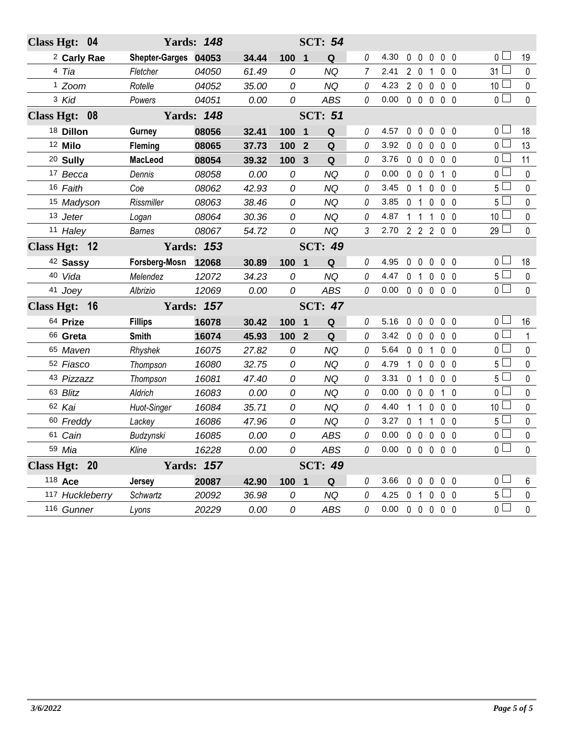| | | | | | | | | | | | | | | | |
|---|---|---|---|---|---|---|---|---|---|---|---|---|---|---|---|
| **Class Hgt: 04** | | **Yards: 148** | | | | **SCT: 54** | | | | | | | | | |
| [2] **Carly Rae** | **Shepter-Garges** | **04053** | **34.44** | **100** | **1** | **Q** | 0 | 4.30 | 0 | 0 | 0 | 0 | 0 | 0 | 19 |
| [4] *Tia* | *Fletcher* | *04050* | *61.49* | *0* | | *NQ* | 7 | 2.41 | 2 | 0 | 1 | 0 | 0 | 31 | 0 |
| [1] *Zoom* | *Rotelle* | *04052* | *35.00* | *0* | | *NQ* | 0 | 4.23 | 2 | 0 | 0 | 0 | 0 | 10 | 0 |
| [3] *Kid* | *Powers* | *04051* | *0.00* | *0* | | *ABS* | 0 | 0.00 | 0 | 0 | 0 | 0 | 0 | 0 | 0 |
| **Class Hgt: 08** | | **Yards: 148** | | | | **SCT: 51** | | | | | | | | | |
| [18] **Dillon** | **Gurney** | **08056** | **32.41** | **100** | **1** | **Q** | 0 | 4.57 | 0 | 0 | 0 | 0 | 0 | 0 | 18 |
| [12] **Milo** | **Fleming** | **08065** | **37.73** | **100** | **2** | **Q** | 0 | 3.92 | 0 | 0 | 0 | 0 | 0 | 0 | 13 |
| [20] **Sully** | **MacLeod** | **08054** | **39.32** | **100** | **3** | **Q** | 0 | 3.76 | 0 | 0 | 0 | 0 | 0 | 0 | 11 |
| [17] *Becca* | *Dennis* | *08058* | *0.00* | *0* | | *NQ* | 0 | 0.00 | 0 | 0 | 0 | 1 | 0 | 0 | 0 |
| [16] *Faith* | *Coe* | *08062* | *42.93* | *0* | | *NQ* | 0 | 3.45 | 0 | 1 | 0 | 0 | 0 | 5 | 0 |
| [15] *Madyson* | *Rissmiller* | *08063* | *38.46* | *0* | | *NQ* | 0 | 3.85 | 0 | 1 | 0 | 0 | 0 | 5 | 0 |
| [13] *Jeter* | *Logan* | *08064* | *30.36* | *0* | | *NQ* | 0 | 4.87 | 1 | 1 | 1 | 0 | 0 | 10 | 0 |
| [11] *Haley* | *Barnes* | *08067* | *54.72* | *0* | | *NQ* | 3 | 2.70 | 2 | 2 | 2 | 0 | 0 | 29 | 0 |
| **Class Hgt: 12** | | **Yards: 153** | | | | **SCT: 49** | | | | | | | | | |
| [42] **Sassy** | **Forsberg-Mosn** | **12068** | **30.89** | **100** | **1** | **Q** | 0 | 4.95 | 0 | 0 | 0 | 0 | 0 | 0 | 18 |
| [40] *Vida* | *Melendez* | *12072* | *34.23* | *0* | | *NQ* | 0 | 4.47 | 0 | 1 | 0 | 0 | 0 | 5 | 0 |
| [41] *Joey* | *Albrizio* | *12069* | *0.00* | *0* | | *ABS* | 0 | 0.00 | 0 | 0 | 0 | 0 | 0 | 0 | 0 |
| **Class Hgt: 16** | | **Yards: 157** | | | | **SCT: 47** | | | | | | | | | |
| [64] **Prize** | **Fillips** | **16078** | **30.42** | **100** | **1** | **Q** | 0 | 5.16 | 0 | 0 | 0 | 0 | 0 | 0 | 16 |
| [66] **Greta** | **Smith** | **16074** | **45.93** | **100** | **2** | **Q** | 0 | 3.42 | 0 | 0 | 0 | 0 | 0 | 0 | 1 |
| [65] *Maven* | *Rhyshek* | *16075* | *27.82* | *0* | | *NQ* | 0 | 5.64 | 0 | 0 | 1 | 0 | 0 | 0 | 0 |
| [52] *Fiasco* | *Thompson* | *16080* | *32.75* | *0* | | *NQ* | 0 | 4.79 | 1 | 0 | 0 | 0 | 0 | 5 | 0 |
| [43] *Pizzazz* | *Thompson* | *16081* | *47.40* | *0* | | *NQ* | 0 | 3.31 | 0 | 1 | 0 | 0 | 0 | 5 | 0 |
| [63] *Blitz* | *Aldrich* | *16083* | *0.00* | *0* | | *NQ* | 0 | 0.00 | 0 | 0 | 0 | 1 | 0 | 0 | 0 |
| [62] *Kai* | *Huot-Singer* | *16084* | *35.71* | *0* | | *NQ* | 0 | 4.40 | 1 | 1 | 0 | 0 | 0 | 10 | 0 |
| [60] *Freddy* | *Lackey* | *16086* | *47.96* | *0* | | *NQ* | 0 | 3.27 | 0 | 1 | 1 | 0 | 0 | 5 | 0 |
| [61] *Cain* | *Budzynski* | *16085* | *0.00* | *0* | | *ABS* | 0 | 0.00 | 0 | 0 | 0 | 0 | 0 | 0 | 0 |
| [59] *Mia* | *Kline* | *16228* | *0.00* | *0* | | *ABS* | 0 | 0.00 | 0 | 0 | 0 | 0 | 0 | 0 | 0 |
| **Class Hgt: 20** | | **Yards: 157** | | | | **SCT: 49** | | | | | | | | | |
| [118] **Ace** | **Jersey** | **20087** | **42.90** | **100** | **1** | **Q** | 0 | 3.66 | 0 | 0 | 0 | 0 | 0 | 0 | 6 |
| [117] *Huckleberry* | *Schwartz* | *20092* | *36.98* | *0* | | *NQ* | 0 | 4.25 | 0 | 1 | 0 | 0 | 0 | 5 | 0 |
| [116] *Gunner* | *Lyons* | *20229* | *0.00* | *0* | | *ABS* | 0 | 0.00 | 0 | 0 | 0 | 0 | 0 | 0 | 0 |

*3/6/2022*